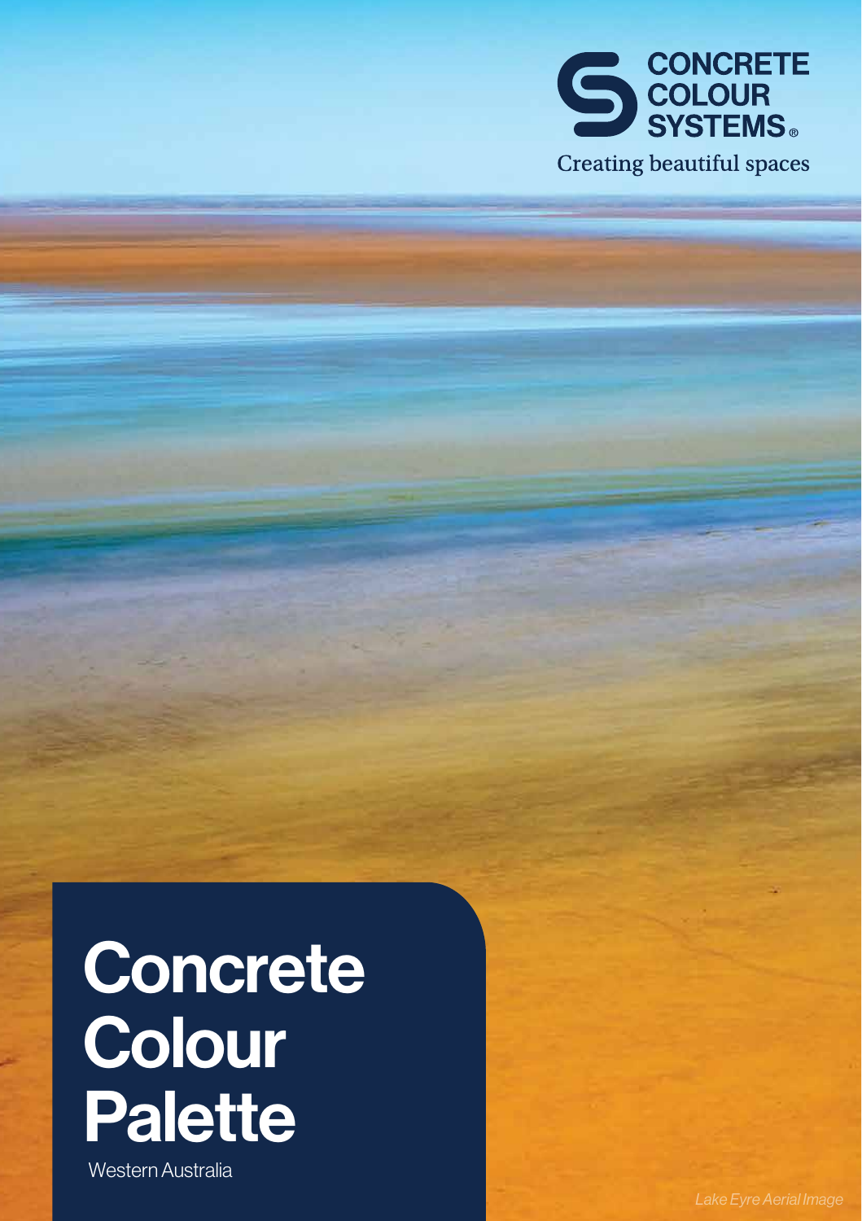CONCRETE COLOUR SYSTEMS®

Creating beautiful spaces

# Concrete Colour Palette

Western Australia

*Lake Eyre Aerial Image*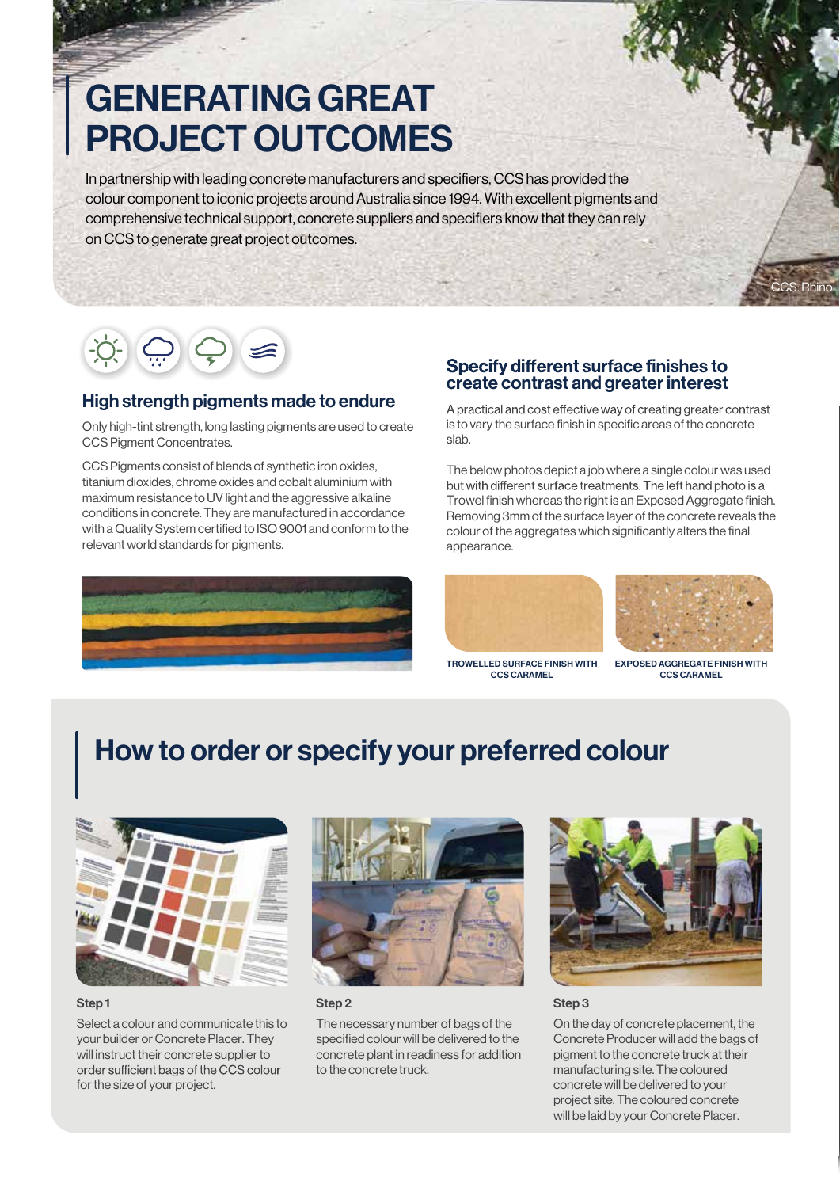# GENERATING GREAT PROJECT OUTCOMES

In partnership with leading concrete manufacturers and specifiers, CCS has provided the colour component to iconic projects around Australia since 1994. With excellent pigments and comprehensive technical support, concrete suppliers and specifiers know that they can rely on CCS to generate great project outcomes.

CCS: Rhino

## High strength pigments made to endure

Only high-tint strength, long lasting pigments are used to create CCS Pigment Concentrates.

CCS Pigments consist of blends of synthetic iron oxides, titanium dioxides, chrome oxides and cobalt aluminium with maximum resistance to UV light and the aggressive alkaline conditions in concrete. They are manufactured in accordance with a Quality System certified to ISO 9001 and conform to the relevant world standards for pigments.

## Specify different surface finishes to create contrast and greater interest

A practical and cost effective way of creating greater contrast is to vary the surface finish in specific areas of the concrete slab.

The below photos depict a job where a single colour was used but with different surface treatments. The left hand photo is a Trowel finish whereas the right is an Exposed Aggregate finish. Removing 3mm of the surface layer of the concrete reveals the colour of the aggregates which significantly alters the final appearance.

TROWELLED SURFACE FINISH WITH CCS CARAMEL

EXPOSED AGGREGATE FINISH WITH CCS CARAMEL

# How to order or specify your preferred colour

**Step 1**

Select a colour and communicate this to your builder or Concrete Placer. They will instruct their concrete supplier to order sufficient bags of the CCS colour for the size of your project.

**Step 2**

The necessary number of bags of the specified colour will be delivered to the concrete plant in readiness for addition to the concrete truck.

**Step 3**

On the day of concrete placement, the Concrete Producer will add the bags of pigment to the concrete truck at their manufacturing site. The coloured concrete will be delivered to your project site. The coloured concrete will be laid by your Concrete Placer.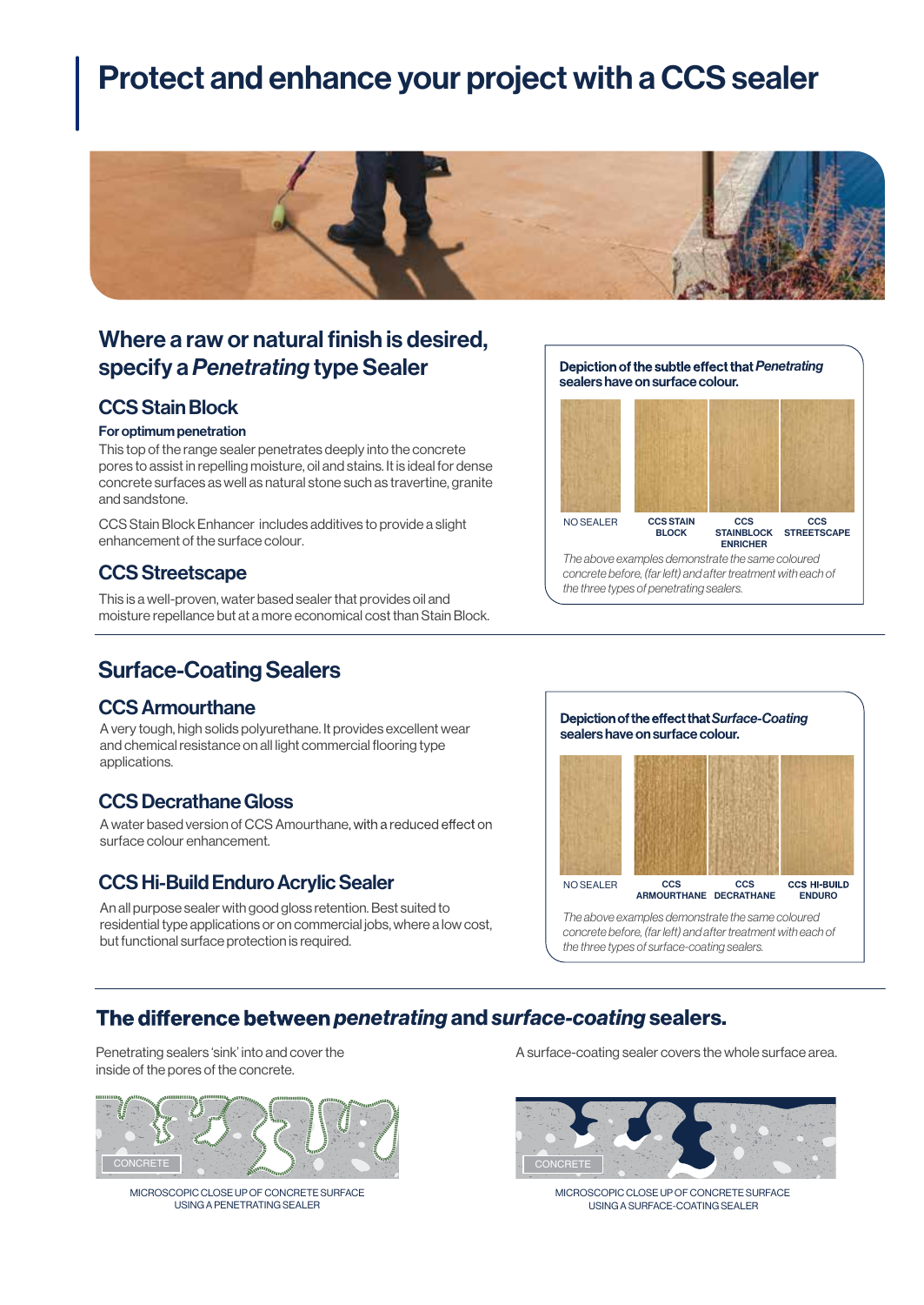# Protect and enhance your project with a CCS sealer

## Where a raw or natural finish is desired, specify a *Penetrating* type Sealer

### CCS Stain Block

**For optimum penetration**

This top of the range sealer penetrates deeply into the concrete pores to assist in repelling moisture, oil and stains. It is ideal for dense concrete surfaces as well as natural stone such as travertine, granite and sandstone.

CCS Stain Block Enhancer includes additives to provide a slight enhancement of the surface colour.

### CCS Streetscape

This is a well-proven, water based sealer that provides oil and moisture repellance but at a more economical cost than Stain Block.

**Depiction of the subtle effect that *Penetrating* sealers have on surface colour.**

NO SEALER | CCS STAIN BLOCK | CCS STAINBLOCK ENRICHER | CCS STREETSCAPE

*The above examples demonstrate the same coloured concrete before, (far left) and after treatment with each of the three types of penetrating sealers.*

## Surface-Coating Sealers

### CCS Armourthane

A very tough, high solids polyurethane. It provides excellent wear and chemical resistance on all light commercial flooring type applications.

### CCS Decrathane Gloss

A water based version of CCS Amourthane, with a reduced effect on surface colour enhancement.

### CCS Hi-Build Enduro Acrylic Sealer

An all purpose sealer with good gloss retention. Best suited to residential type applications or on commercial jobs, where a low cost, but functional surface protection is required.

**Depiction of the effect that *Surface-Coating* sealers have on surface colour.**

NO SEALER | CCS ARMOURTHANE | CCS DECRATHANE | CCS HI-BUILD ENDURO

*The above examples demonstrate the same coloured concrete before, (far left) and after treatment with each of the three types of surface-coating sealers.*

## The difference between *penetrating* and *surface-coating* sealers.

Penetrating sealers 'sink' into and cover the inside of the pores of the concrete.

CONCRETE

MICROSCOPIC CLOSE UP OF CONCRETE SURFACE USING A PENETRATING SEALER

A surface-coating sealer covers the whole surface area.

CONCRETE

MICROSCOPIC CLOSE UP OF CONCRETE SURFACE USING A SURFACE-COATING SEALER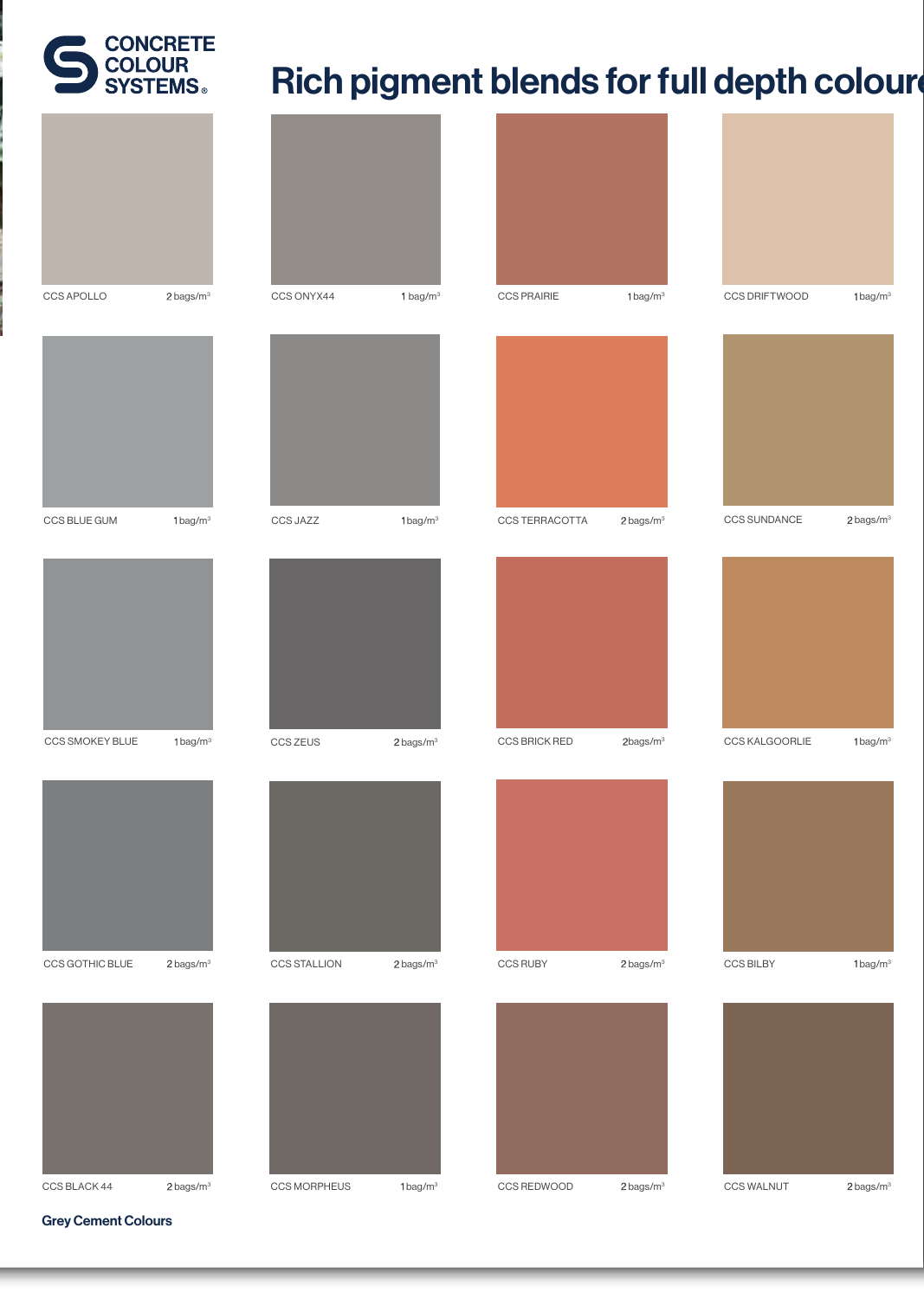# Rich pigment blends for full depth colour

| Colour | Dosage | Colour | Dosage | Colour | Dosage | Colour | Dosage |
|---|---|---|---|---|---|---|---|
| CCS APOLLO | 2 bags/m³ | CCS ONYX44 | 1 bag/m³ | CCS PRAIRIE | 1 bag/m³ | CCS DRIFTWOOD | 1 bag/m³ |
| CCS BLUE GUM | 1 bag/m³ | CCS JAZZ | 1 bag/m³ | CCS TERRACOTTA | 2 bags/m³ | CCS SUNDANCE | 2 bags/m³ |
| CCS SMOKEY BLUE | 1 bag/m³ | CCS ZEUS | 2 bags/m³ | CCS BRICK RED | 2bags/m³ | CCS KALGOORLIE | 1 bag/m³ |
| CCS GOTHIC BLUE | 2 bags/m³ | CCS STALLION | 2 bags/m³ | CCS RUBY | 2 bags/m³ | CCS BILBY | 1 bag/m³ |
| CCS BLACK 44 | 2 bags/m³ | CCS MORPHEUS | 1 bag/m³ | CCS REDWOOD | 2 bags/m³ | CCS WALNUT | 2 bags/m³ |

**Grey Cement Colours**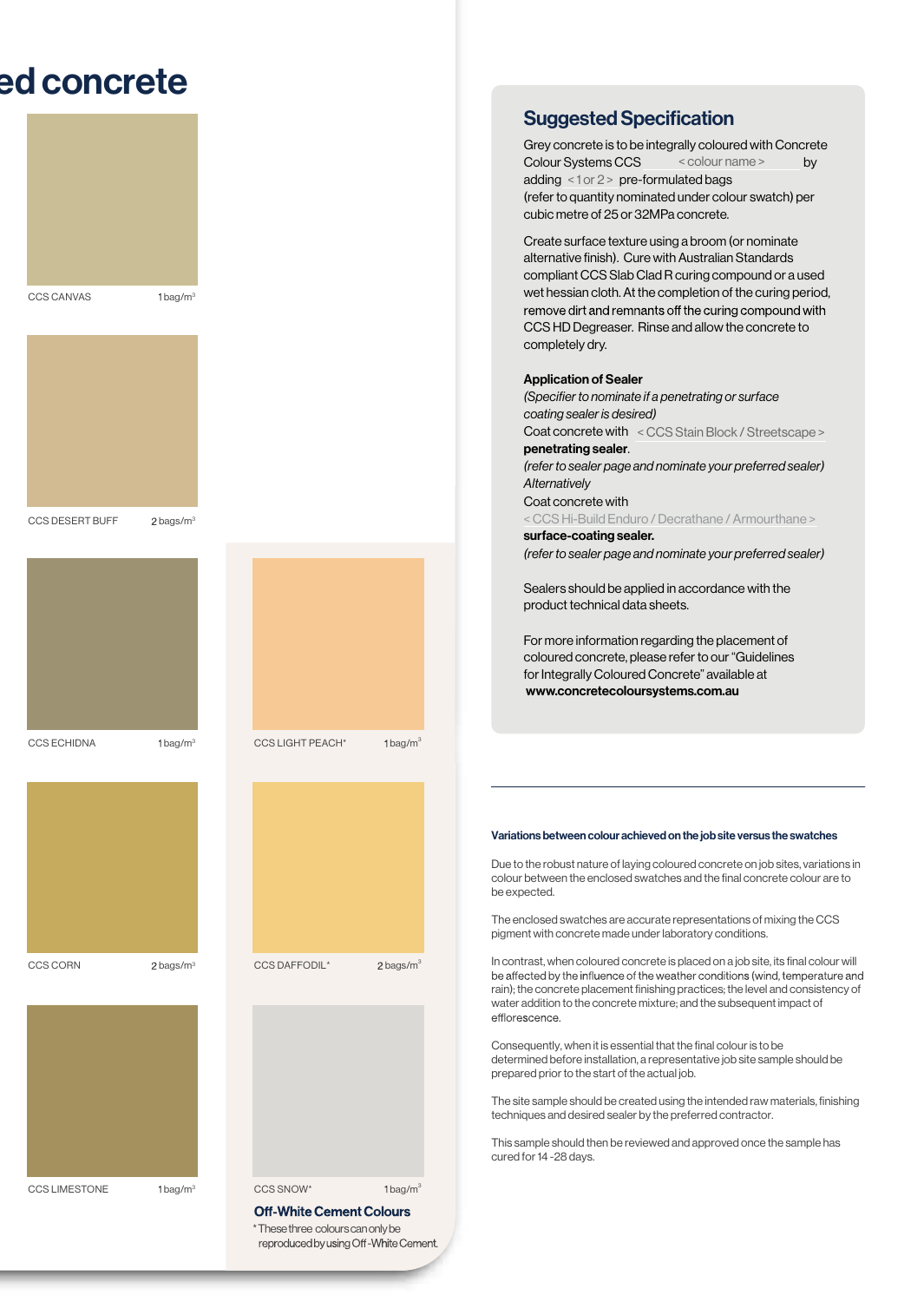# ed concrete

CCS CANVAS 1 bag/m³

CCS DESERT BUFF 2 bags/m³

CCS ECHIDNA 1 bag/m³

CCS CORN 2 bags/m³

CCS LIMESTONE 1 bag/m³

CCS LIGHT PEACH* 1 bag/m³

CCS DAFFODIL* 2 bags/m³

CCS SNOW* 1 bag/m³

**Off-White Cement Colours**

* These three colours can only be reproduced by using Off-White Cement.

## Suggested Specification

Grey concrete is to be integrally coloured with Concrete Colour Systems CCS < colour name > by adding < 1 or 2 > pre-formulated bags (refer to quantity nominated under colour swatch) per cubic metre of 25 or 32MPa concrete.

Create surface texture using a broom (or nominate alternative finish). Cure with Australian Standards compliant CCS Slab Clad R curing compound or a used wet hessian cloth. At the completion of the curing period, remove dirt and remnants off the curing compound with CCS HD Degreaser. Rinse and allow the concrete to completely dry.

**Application of Sealer**

*(Specifier to nominate if a penetrating or surface coating sealer is desired)*

Coat concrete with < CCS Stain Block / Streetscape > **penetrating sealer**.

*(refer to sealer page and nominate your preferred sealer)*

*Alternatively*

Coat concrete with

< CCS Hi-Build Enduro / Decrathane / Armourthane >

**surface-coating sealer.**

*(refer to sealer page and nominate your preferred sealer)*

Sealers should be applied in accordance with the product technical data sheets.

For more information regarding the placement of coloured concrete, please refer to our "Guidelines for Integrally Coloured Concrete" available at **www.concretecoloursystems.com.au**

**Variations between colour achieved on the job site versus the swatches**

Due to the robust nature of laying coloured concrete on job sites, variations in colour between the enclosed swatches and the final concrete colour are to be expected.

The enclosed swatches are accurate representations of mixing the CCS pigment with concrete made under laboratory conditions.

In contrast, when coloured concrete is placed on a job site, its final colour will be affected by the influence of the weather conditions (wind, temperature and rain); the concrete placement finishing practices; the level and consistency of water addition to the concrete mixture; and the subsequent impact of efflorescence.

Consequently, when it is essential that the final colour is to be determined before installation, a representative job site sample should be prepared prior to the start of the actual job.

The site sample should be created using the intended raw materials, finishing techniques and desired sealer by the preferred contractor.

This sample should then be reviewed and approved once the sample has cured for 14 -28 days.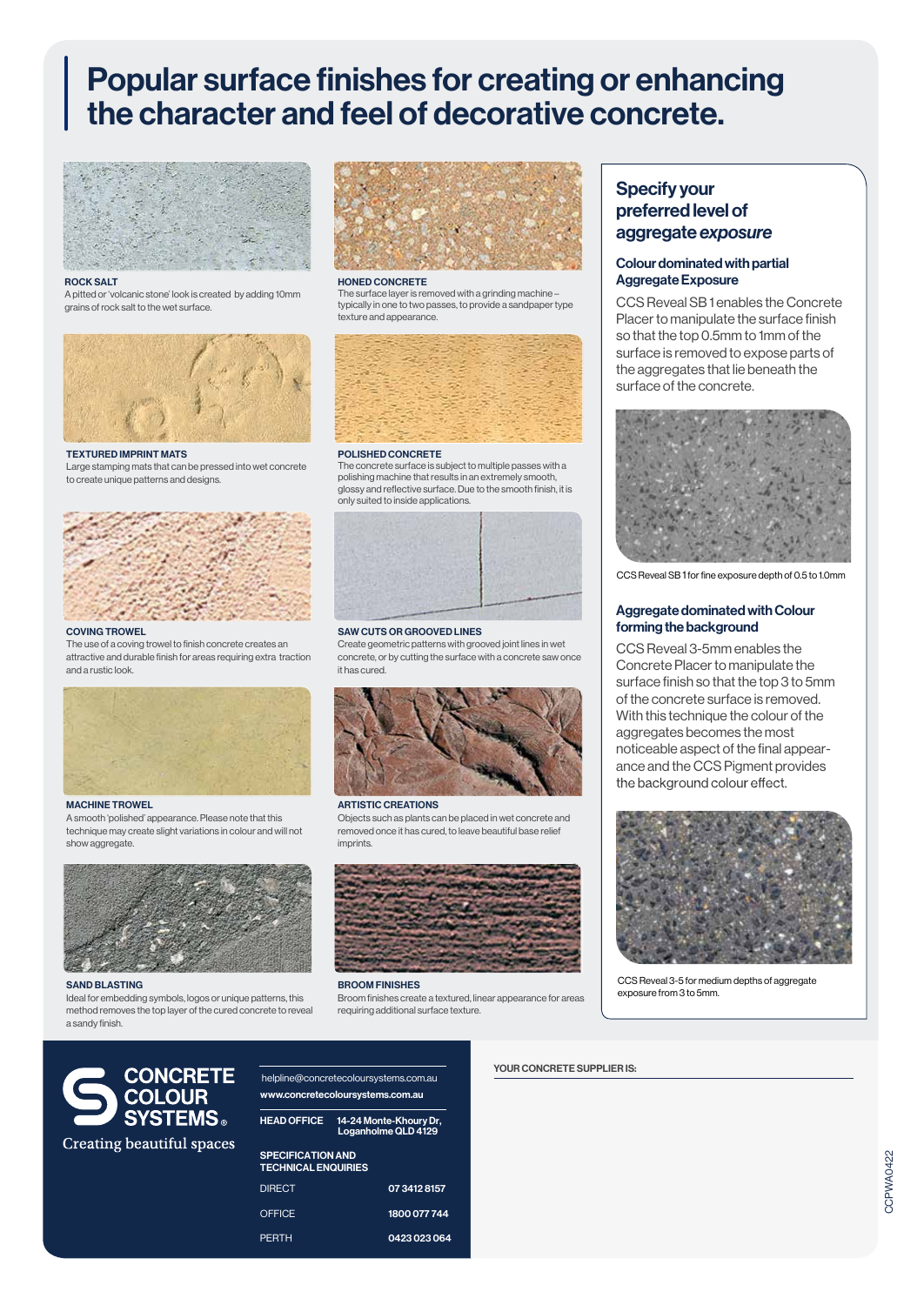# Popular surface finishes for creating or enhancing the character and feel of decorative concrete.

**ROCK SALT**
A pitted or 'volcanic stone' look is created by adding 10mm grains of rock salt to the wet surface.

**HONED CONCRETE**
The surface layer is removed with a grinding machine – typically in one to two passes, to provide a sandpaper type texture and appearance.

**TEXTURED IMPRINT MATS**
Large stamping mats that can be pressed into wet concrete to create unique patterns and designs.

**POLISHED CONCRETE**
The concrete surface is subject to multiple passes with a polishing machine that results in an extremely smooth, glossy and reflective surface. Due to the smooth finish, it is only suited to inside applications.

**COVING TROWEL**
The use of a coving trowel to finish concrete creates an attractive and durable finish for areas requiring extra traction and a rustic look.

**SAW CUTS OR GROOVED LINES**
Create geometric patterns with grooved joint lines in wet concrete, or by cutting the surface with a concrete saw once it has cured.

**MACHINE TROWEL**
A smooth 'polished' appearance. Please note that this technique may create slight variations in colour and will not show aggregate.

**ARTISTIC CREATIONS**
Objects such as plants can be placed in wet concrete and removed once it has cured, to leave beautiful base relief imprints.

**SAND BLASTING**
Ideal for embedding symbols, logos or unique patterns, this method removes the top layer of the cured concrete to reveal a sandy finish.

**BROOM FINISHES**
Broom finishes create a textured, linear appearance for areas requiring additional surface texture.

## Specify your preferred level of aggregate *exposure*

### Colour dominated with partial Aggregate Exposure

CCS Reveal SB 1 enables the Concrete Placer to manipulate the surface finish so that the top 0.5mm to 1mm of the surface is removed to expose parts of the aggregates that lie beneath the surface of the concrete.

CCS Reveal SB 1 for fine exposure depth of 0.5 to 1.0mm

### Aggregate dominated with Colour forming the background

CCS Reveal 3-5mm enables the Concrete Placer to manipulate the surface finish so that the top 3 to 5mm of the concrete surface is removed. With this technique the colour of the aggregates becomes the most noticeable aspect of the final appearance and the CCS Pigment provides the background colour effect.

CCS Reveal 3-5 for medium depths of aggregate exposure from 3 to 5mm.

**CONCRETE COLOUR SYSTEMS®**
Creating beautiful spaces

helpline@concretecoloursystems.com.au
www.concretecoloursystems.com.au

**HEAD OFFICE** 14-24 Monte-Khoury Dr, Loganholme QLD 4129

**SPECIFICATION AND TECHNICAL ENQUIRIES**

| | |
|---|---|
| DIRECT | 07 3412 8157 |
| OFFICE | 1800 077 744 |
| PERTH | 0423 023 064 |

**YOUR CONCRETE SUPPLIER IS:**

CCPWA0422